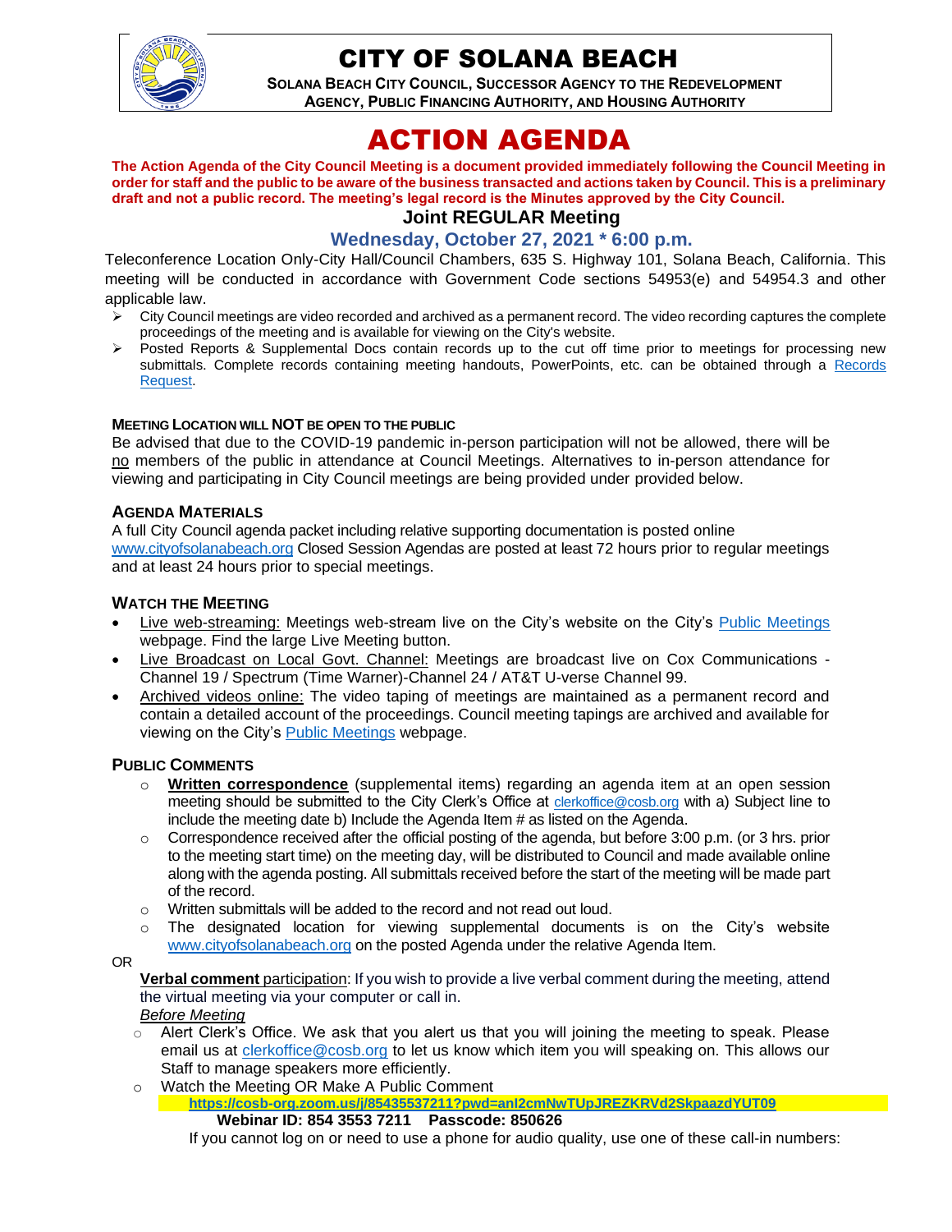# CITY OF SOLANA BEACH

**SOLANA BEACH CITY COUNCIL, SUCCESSOR AGENCY TO THE REDEVELOPMENT AGENCY, PUBLIC FINANCING AUTHORITY, AND HOUSING AUTHORITY**

# ACTION AGENDA

**The Action Agenda of the City Council Meeting is a document provided immediately following the Council Meeting in order for staff and the public to be aware of the business transacted and actions taken by Council. This is a preliminary draft and not a public record. The meeting's legal record is the Minutes approved by the City Council.**

## Joint REGULAR Meeting

## Wednesday, October 27, 2021 * 6:00 p.m.

Teleconference Location Only-City Hall/Council Chambers, 635 S. Highway 101, Solana Beach, California. This meeting will be conducted in accordance with Government Code sections 54953(e) and 54954.3 and other applicable law.

- City Council meetings are video recorded and archived as a permanent record. The video recording captures the complete proceedings of the meeting and is available for viewing on the City's website.
- Posted Reports & Supplemental Docs contain records up to the cut off time prior to meetings for processing new submittals. Complete records containing meeting handouts, PowerPoints, etc. can be obtained through a Records Request.

### MEETING LOCATION WILL NOT BE OPEN TO THE PUBLIC

Be advised that due to the COVID-19 pandemic in-person participation will not be allowed, there will be no members of the public in attendance at Council Meetings. Alternatives to in-person attendance for viewing and participating in City Council meetings are being provided under provided below.

### AGENDA MATERIALS

A full City Council agenda packet including relative supporting documentation is posted online www.cityofsolanabeach.org Closed Session Agendas are posted at least 72 hours prior to regular meetings and at least 24 hours prior to special meetings.

### WATCH THE MEETING

- Live web-streaming: Meetings web-stream live on the City's website on the City's Public Meetings webpage. Find the large Live Meeting button.
- Live Broadcast on Local Govt. Channel: Meetings are broadcast live on Cox Communications - Channel 19 / Spectrum (Time Warner)-Channel 24 / AT&T U-verse Channel 99.
- Archived videos online: The video taping of meetings are maintained as a permanent record and contain a detailed account of the proceedings. Council meeting tapings are archived and available for viewing on the City's Public Meetings webpage.

### PUBLIC COMMENTS

- **Written correspondence** (supplemental items) regarding an agenda item at an open session meeting should be submitted to the City Clerk's Office at clerkoffice@cosb.org with a) Subject line to include the meeting date b) Include the Agenda Item # as listed on the Agenda.
- Correspondence received after the official posting of the agenda, but before 3:00 p.m. (or 3 hrs. prior to the meeting start time) on the meeting day, will be distributed to Council and made available online along with the agenda posting. All submittals received before the start of the meeting will be made part of the record.
- Written submittals will be added to the record and not read out loud.
- The designated location for viewing supplemental documents is on the City's website www.cityofsolanabeach.org on the posted Agenda under the relative Agenda Item.

OR

**Verbal comment** participation: If you wish to provide a live verbal comment during the meeting, attend the virtual meeting via your computer or call in.

*Before Meeting*

- Alert Clerk's Office. We ask that you alert us that you will joining the meeting to speak. Please email us at clerkoffice@cosb.org to let us know which item you will speaking on. This allows our Staff to manage speakers more efficiently.
- Watch the Meeting OR Make A Public Comment

  **https://cosb-org.zoom.us/j/85435537211?pwd=anl2cmNwTUpJREZKRVd2SkpaazdYUT09**

  **Webinar ID: 854 3553 7211 Passcode: 850626**

  If you cannot log on or need to use a phone for audio quality, use one of these call-in numbers: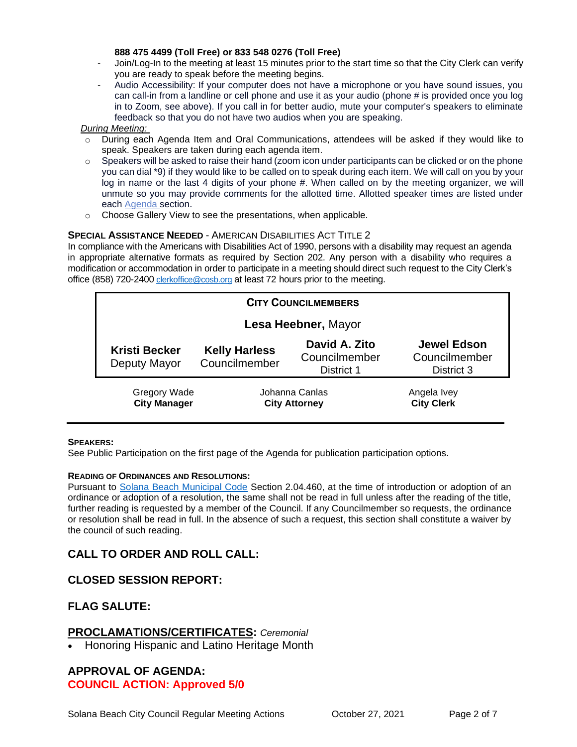**888 475 4499 (Toll Free) or 833 548 0276 (Toll Free)**

- Join/Log-In to the meeting at least 15 minutes prior to the start time so that the City Clerk can verify you are ready to speak before the meeting begins.
- Audio Accessibility: If your computer does not have a microphone or you have sound issues, you can call-in from a landline or cell phone and use it as your audio (phone # is provided once you log in to Zoom, see above). If you call in for better audio, mute your computer's speakers to eliminate feedback so that you do not have two audios when you are speaking.

*During Meeting:*

- During each Agenda Item and Oral Communications, attendees will be asked if they would like to speak. Speakers are taken during each agenda item.
- Speakers will be asked to raise their hand (zoom icon under participants can be clicked or on the phone you can dial *9) if they would like to be called on to speak during each item. We will call on you by your log in name or the last 4 digits of your phone #. When called on by the meeting organizer, we will unmute so you may provide comments for the allotted time. Allotted speaker times are listed under each Agenda section.
- Choose Gallery View to see the presentations, when applicable.

**SPECIAL ASSISTANCE NEEDED** - AMERICAN DISABILITIES ACT TITLE 2

In compliance with the Americans with Disabilities Act of 1990, persons with a disability may request an agenda in appropriate alternative formats as required by Section 202. Any person with a disability who requires a modification or accommodation in order to participate in a meeting should direct such request to the City Clerk's office (858) 720-2400 clerkoffice@cosb.org at least 72 hours prior to the meeting.

**CITY COUNCILMEMBERS**

**Lesa Heebner,** Mayor

| **Kristi Becker** Deputy Mayor | **Kelly Harless** Councilmember | **David A. Zito** Councilmember District 1 | **Jewel Edson** Councilmember District 3 |
|---|---|---|---|

| Gregory Wade **City Manager** | Johanna Canlas **City Attorney** | Angela Ivey **City Clerk** |
|---|---|---|

**SPEAKERS:**

See Public Participation on the first page of the Agenda for publication participation options.

**READING OF ORDINANCES AND RESOLUTIONS:**

Pursuant to Solana Beach Municipal Code Section 2.04.460, at the time of introduction or adoption of an ordinance or adoption of a resolution, the same shall not be read in full unless after the reading of the title, further reading is requested by a member of the Council. If any Councilmember so requests, the ordinance or resolution shall be read in full. In the absence of such a request, this section shall constitute a waiver by the council of such reading.

## CALL TO ORDER AND ROLL CALL:

## CLOSED SESSION REPORT:

## FLAG SALUTE:

## PROCLAMATIONS/CERTIFICATES: *Ceremonial*

- Honoring Hispanic and Latino Heritage Month

## APPROVAL OF AGENDA:

**COUNCIL ACTION: Approved 5/0**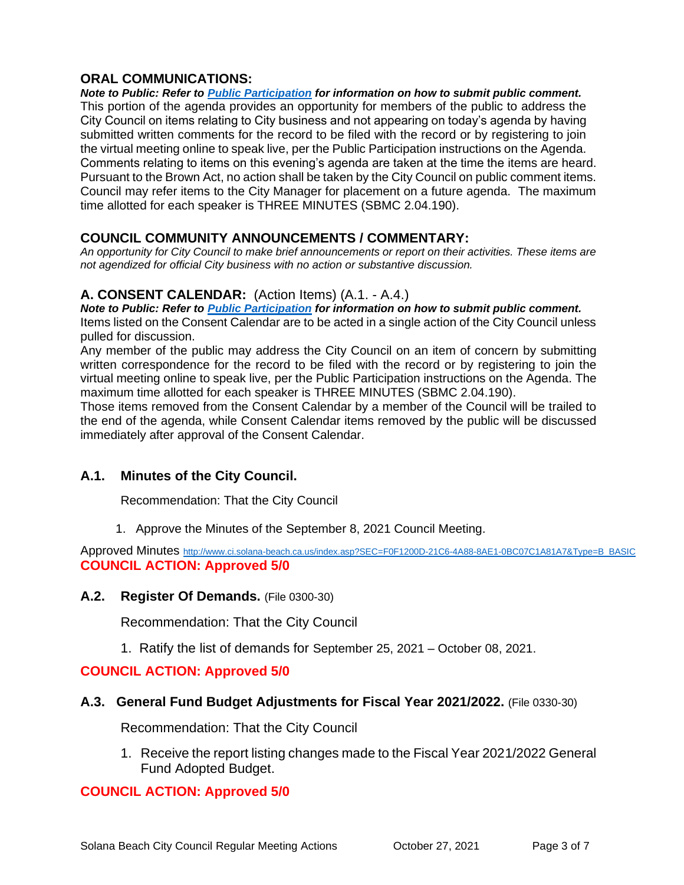## ORAL COMMUNICATIONS:

***Note to Public: Refer to [Public Participation](#) for information on how to submit public comment.***

This portion of the agenda provides an opportunity for members of the public to address the City Council on items relating to City business and not appearing on today's agenda by having submitted written comments for the record to be filed with the record or by registering to join the virtual meeting online to speak live, per the Public Participation instructions on the Agenda. Comments relating to items on this evening's agenda are taken at the time the items are heard. Pursuant to the Brown Act, no action shall be taken by the City Council on public comment items. Council may refer items to the City Manager for placement on a future agenda. The maximum time allotted for each speaker is THREE MINUTES (SBMC 2.04.190).

## COUNCIL COMMUNITY ANNOUNCEMENTS / COMMENTARY:

*An opportunity for City Council to make brief announcements or report on their activities. These items are not agendized for official City business with no action or substantive discussion.*

## A. CONSENT CALENDAR: (Action Items) (A.1. - A.4.)

***Note to Public: Refer to [Public Participation](#) for information on how to submit public comment.***

Items listed on the Consent Calendar are to be acted in a single action of the City Council unless pulled for discussion.

Any member of the public may address the City Council on an item of concern by submitting written correspondence for the record to be filed with the record or by registering to join the virtual meeting online to speak live, per the Public Participation instructions on the Agenda. The maximum time allotted for each speaker is THREE MINUTES (SBMC 2.04.190).

Those items removed from the Consent Calendar by a member of the Council will be trailed to the end of the agenda, while Consent Calendar items removed by the public will be discussed immediately after approval of the Consent Calendar.

### A.1. Minutes of the City Council.

Recommendation: That the City Council

1. Approve the Minutes of the September 8, 2021 Council Meeting.

Approved Minutes http://www.ci.solana-beach.ca.us/index.asp?SEC=F0F1200D-21C6-4A88-8AE1-0BC07C1A81A7&Type=B_BASIC

**COUNCIL ACTION: Approved 5/0**

### A.2. Register Of Demands. (File 0300-30)

Recommendation: That the City Council

1. Ratify the list of demands for September 25, 2021 – October 08, 2021.

**COUNCIL ACTION: Approved 5/0**

### A.3. General Fund Budget Adjustments for Fiscal Year 2021/2022. (File 0330-30)

Recommendation: That the City Council

1. Receive the report listing changes made to the Fiscal Year 2021/2022 General Fund Adopted Budget.

**COUNCIL ACTION: Approved 5/0**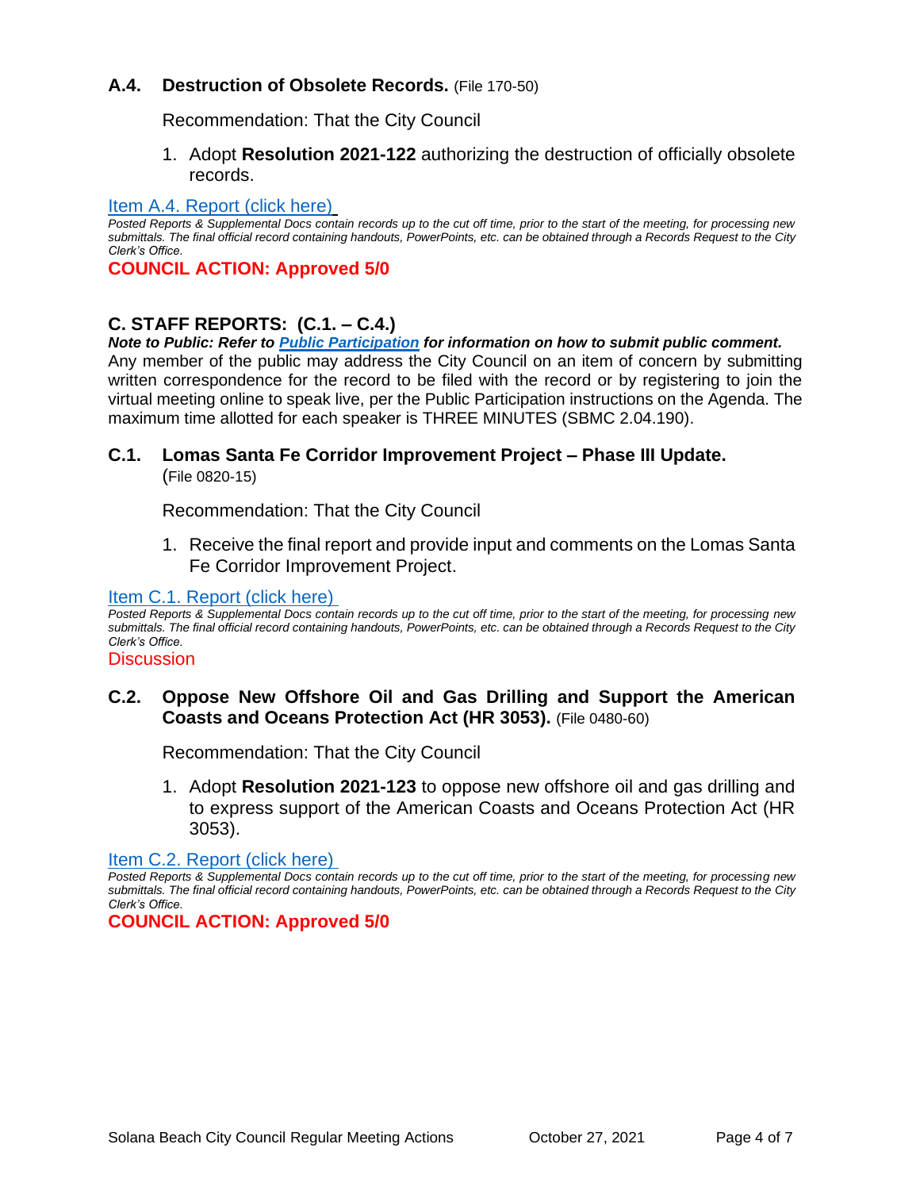### A.4. Destruction of Obsolete Records. (File 170-50)

Recommendation: That the City Council

1. Adopt **Resolution 2021-122** authorizing the destruction of officially obsolete records.

Item A.4. Report (click here)

*Posted Reports & Supplemental Docs contain records up to the cut off time, prior to the start of the meeting, for processing new submittals. The final official record containing handouts, PowerPoints, etc. can be obtained through a Records Request to the City Clerk's Office.*

**COUNCIL ACTION: Approved 5/0**

## C. STAFF REPORTS: (C.1. – C.4.)

***Note to Public: Refer to Public Participation for information on how to submit public comment.***

Any member of the public may address the City Council on an item of concern by submitting written correspondence for the record to be filed with the record or by registering to join the virtual meeting online to speak live, per the Public Participation instructions on the Agenda. The maximum time allotted for each speaker is THREE MINUTES (SBMC 2.04.190).

### C.1. Lomas Santa Fe Corridor Improvement Project – Phase III Update. (File 0820-15)

Recommendation: That the City Council

1. Receive the final report and provide input and comments on the Lomas Santa Fe Corridor Improvement Project.

Item C.1. Report (click here)

*Posted Reports & Supplemental Docs contain records up to the cut off time, prior to the start of the meeting, for processing new submittals. The final official record containing handouts, PowerPoints, etc. can be obtained through a Records Request to the City Clerk's Office.*

Discussion

### C.2. Oppose New Offshore Oil and Gas Drilling and Support the American Coasts and Oceans Protection Act (HR 3053). (File 0480-60)

Recommendation: That the City Council

1. Adopt **Resolution 2021-123** to oppose new offshore oil and gas drilling and to express support of the American Coasts and Oceans Protection Act (HR 3053).

Item C.2. Report (click here)

*Posted Reports & Supplemental Docs contain records up to the cut off time, prior to the start of the meeting, for processing new submittals. The final official record containing handouts, PowerPoints, etc. can be obtained through a Records Request to the City Clerk's Office.*

**COUNCIL ACTION: Approved 5/0**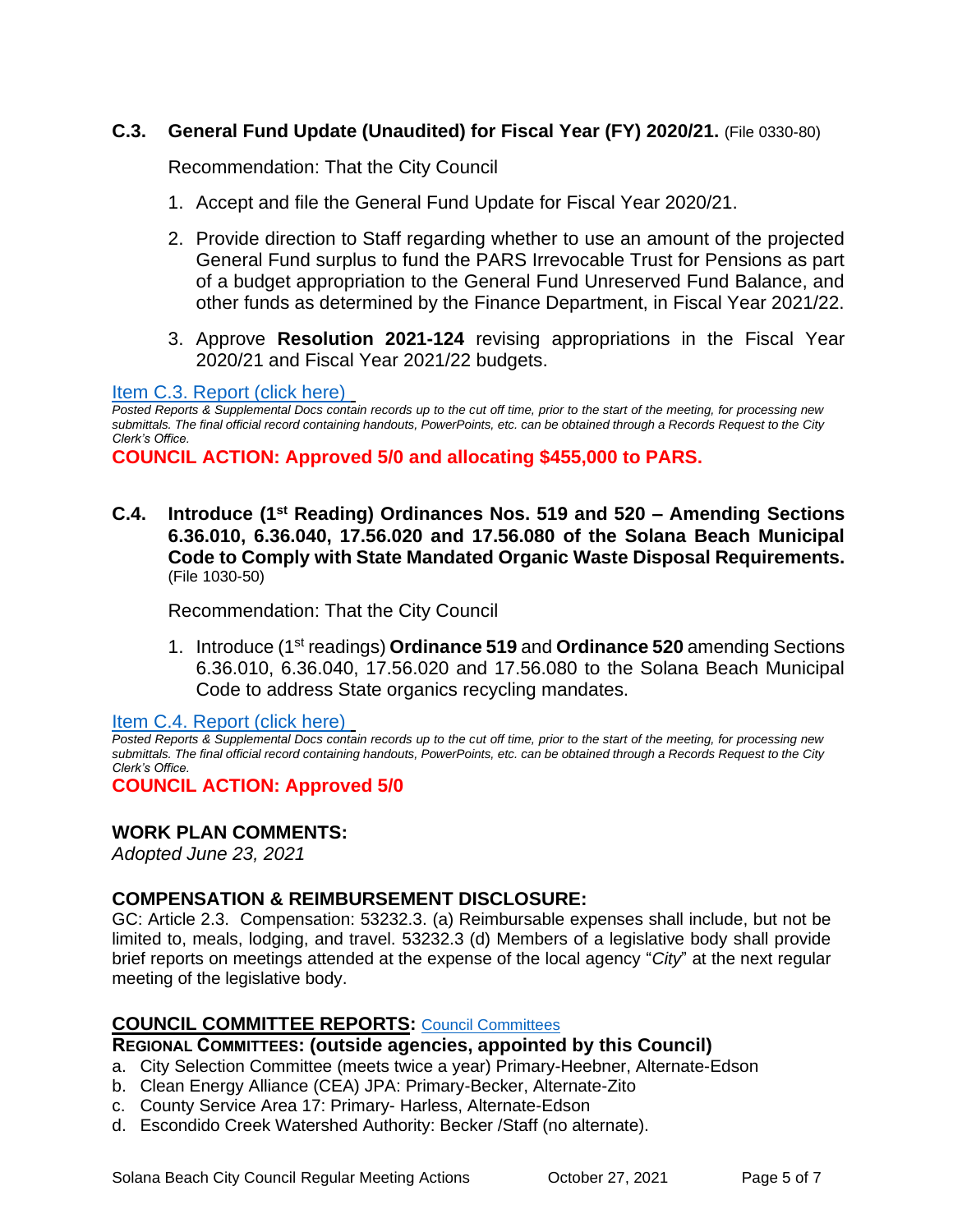### C.3. General Fund Update (Unaudited) for Fiscal Year (FY) 2020/21. (File 0330-80)

Recommendation: That the City Council

1. Accept and file the General Fund Update for Fiscal Year 2020/21.
2. Provide direction to Staff regarding whether to use an amount of the projected General Fund surplus to fund the PARS Irrevocable Trust for Pensions as part of a budget appropriation to the General Fund Unreserved Fund Balance, and other funds as determined by the Finance Department, in Fiscal Year 2021/22.
3. Approve **Resolution 2021-124** revising appropriations in the Fiscal Year 2020/21 and Fiscal Year 2021/22 budgets.

Item C.3. Report (click here)

*Posted Reports & Supplemental Docs contain records up to the cut off time, prior to the start of the meeting, for processing new submittals. The final official record containing handouts, PowerPoints, etc. can be obtained through a Records Request to the City Clerk's Office.*

**COUNCIL ACTION: Approved 5/0 and allocating $455,000 to PARS.**

### C.4. Introduce (1st Reading) Ordinances Nos. 519 and 520 – Amending Sections 6.36.010, 6.36.040, 17.56.020 and 17.56.080 of the Solana Beach Municipal Code to Comply with State Mandated Organic Waste Disposal Requirements. (File 1030-50)

Recommendation: That the City Council

1. Introduce (1st readings) **Ordinance 519** and **Ordinance 520** amending Sections 6.36.010, 6.36.040, 17.56.020 and 17.56.080 to the Solana Beach Municipal Code to address State organics recycling mandates.

Item C.4. Report (click here)

*Posted Reports & Supplemental Docs contain records up to the cut off time, prior to the start of the meeting, for processing new submittals. The final official record containing handouts, PowerPoints, etc. can be obtained through a Records Request to the City Clerk's Office.*

**COUNCIL ACTION: Approved 5/0**

## WORK PLAN COMMENTS:

*Adopted June 23, 2021*

## COMPENSATION & REIMBURSEMENT DISCLOSURE:

GC: Article 2.3. Compensation: 53232.3. (a) Reimbursable expenses shall include, but not be limited to, meals, lodging, and travel. 53232.3 (d) Members of a legislative body shall provide brief reports on meetings attended at the expense of the local agency "*City*" at the next regular meeting of the legislative body.

## COUNCIL COMMITTEE REPORTS: Council Committees

**REGIONAL COMMITTEES: (outside agencies, appointed by this Council)**

a. City Selection Committee (meets twice a year) Primary-Heebner, Alternate-Edson
b. Clean Energy Alliance (CEA) JPA: Primary-Becker, Alternate-Zito
c. County Service Area 17: Primary- Harless, Alternate-Edson
d. Escondido Creek Watershed Authority: Becker /Staff (no alternate).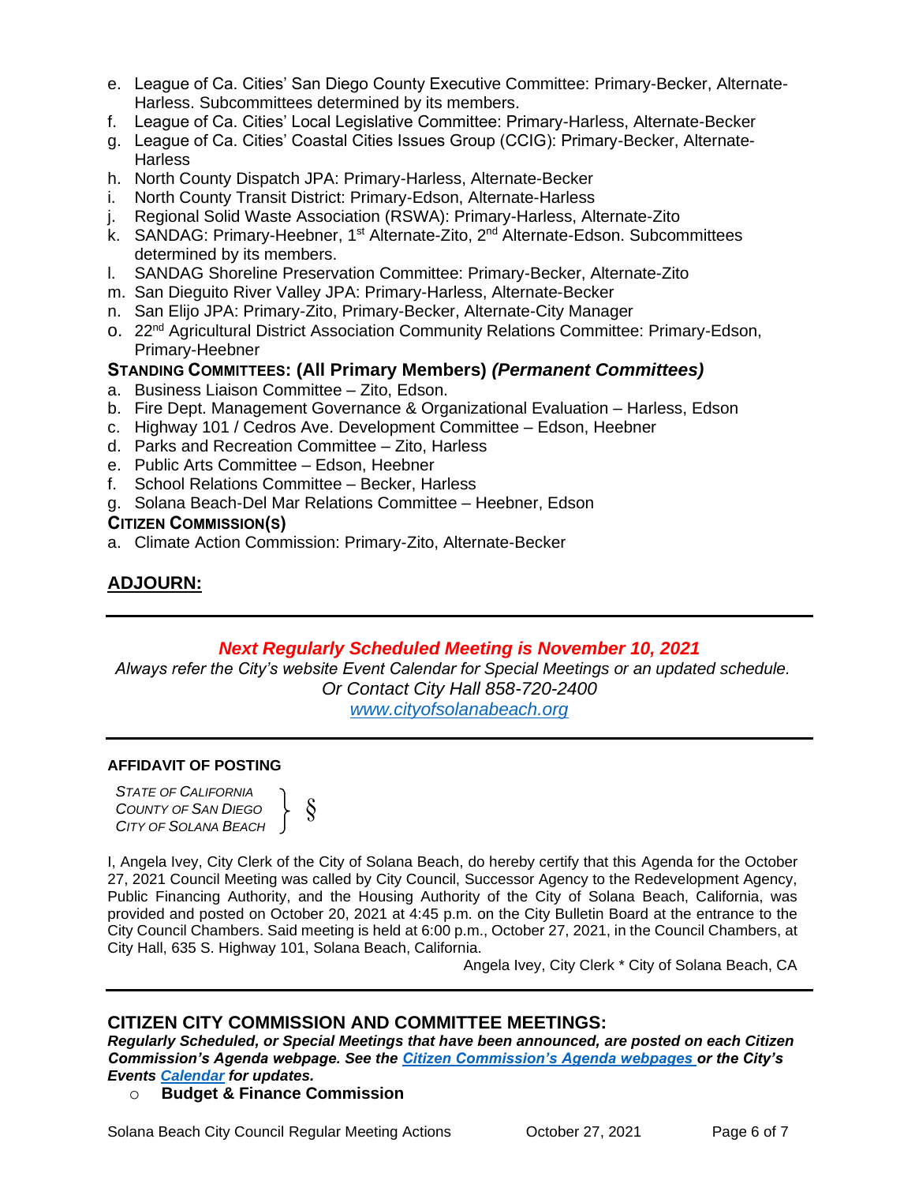e. League of Ca. Cities' San Diego County Executive Committee: Primary-Becker, Alternate-Harless. Subcommittees determined by its members.
f. League of Ca. Cities' Local Legislative Committee: Primary-Harless, Alternate-Becker
g. League of Ca. Cities' Coastal Cities Issues Group (CCIG): Primary-Becker, Alternate-Harless
h. North County Dispatch JPA: Primary-Harless, Alternate-Becker
i. North County Transit District: Primary-Edson, Alternate-Harless
j. Regional Solid Waste Association (RSWA): Primary-Harless, Alternate-Zito
k. SANDAG: Primary-Heebner, 1st Alternate-Zito, 2nd Alternate-Edson. Subcommittees determined by its members.
l. SANDAG Shoreline Preservation Committee: Primary-Becker, Alternate-Zito
m. San Dieguito River Valley JPA: Primary-Harless, Alternate-Becker
n. San Elijo JPA: Primary-Zito, Primary-Becker, Alternate-City Manager
o. 22nd Agricultural District Association Community Relations Committee: Primary-Edson, Primary-Heebner

**STANDING COMMITTEES: (All Primary Members)** ***(Permanent Committees)***

a. Business Liaison Committee – Zito, Edson.
b. Fire Dept. Management Governance & Organizational Evaluation – Harless, Edson
c. Highway 101 / Cedros Ave. Development Committee – Edson, Heebner
d. Parks and Recreation Committee – Zito, Harless
e. Public Arts Committee – Edson, Heebner
f. School Relations Committee – Becker, Harless
g. Solana Beach-Del Mar Relations Committee – Heebner, Edson

**CITIZEN COMMISSION(S)**

a. Climate Action Commission: Primary-Zito, Alternate-Becker

## ADJOURN:

---

***Next Regularly Scheduled Meeting is November 10, 2021***

*Always refer the City's website Event Calendar for Special Meetings or an updated schedule.*
*Or Contact City Hall 858-720-2400*
*www.cityofsolanabeach.org*

---

**AFFIDAVIT OF POSTING**

*STATE OF CALIFORNIA*
*COUNTY OF SAN DIEGO* } §
*CITY OF SOLANA BEACH*

I, Angela Ivey, City Clerk of the City of Solana Beach, do hereby certify that this Agenda for the October 27, 2021 Council Meeting was called by City Council, Successor Agency to the Redevelopment Agency, Public Financing Authority, and the Housing Authority of the City of Solana Beach, California, was provided and posted on October 20, 2021 at 4:45 p.m. on the City Bulletin Board at the entrance to the City Council Chambers. Said meeting is held at 6:00 p.m., October 27, 2021, in the Council Chambers, at City Hall, 635 S. Highway 101, Solana Beach, California.

Angela Ivey, City Clerk * City of Solana Beach, CA

---

## CITIZEN CITY COMMISSION AND COMMITTEE MEETINGS:

***Regularly Scheduled, or Special Meetings that have been announced, are posted on each Citizen Commission's Agenda webpage. See the Citizen Commission's Agenda webpages or the City's Events Calendar for updates.***

- **Budget & Finance Commission**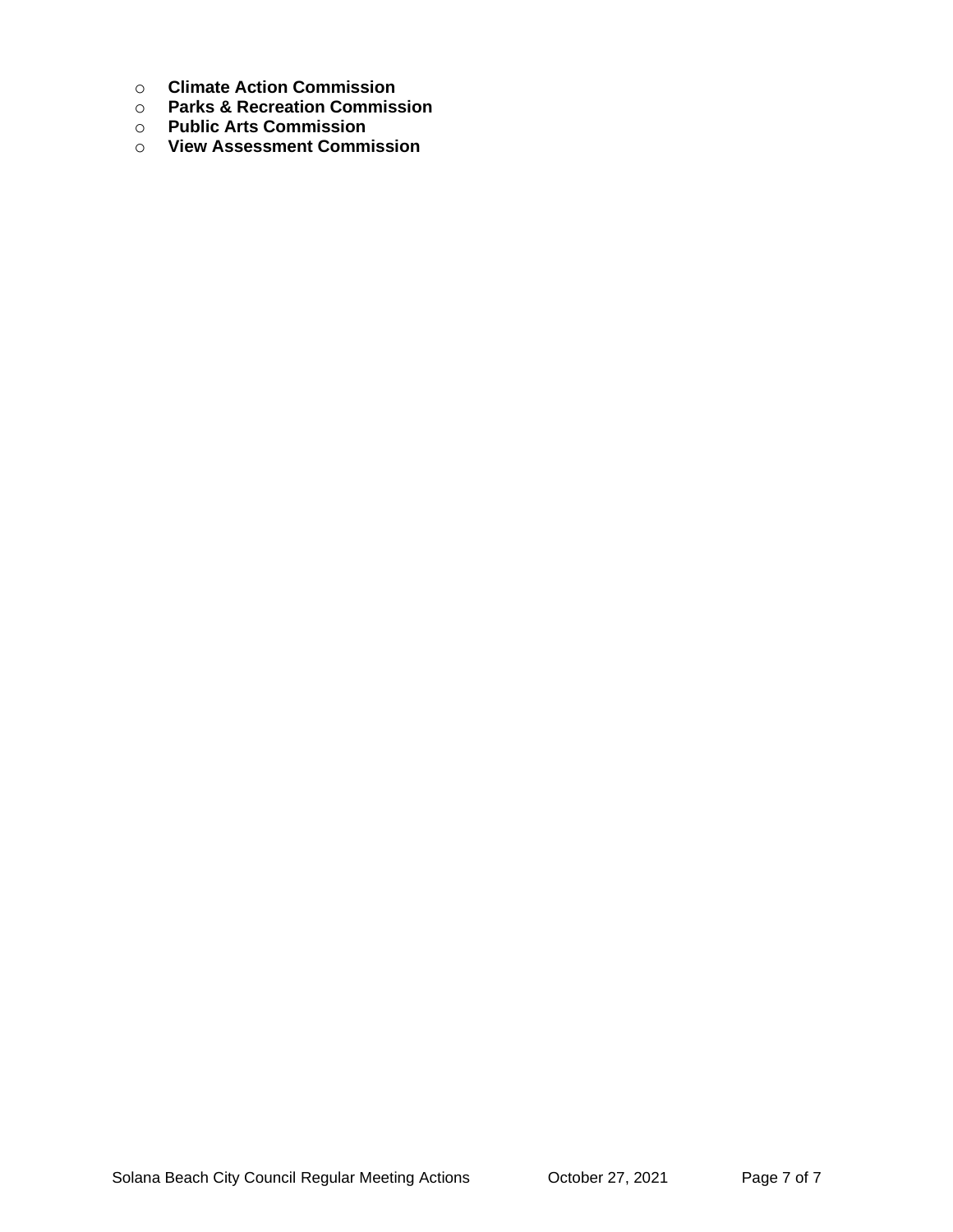- **Climate Action Commission**
- **Parks & Recreation Commission**
- **Public Arts Commission**
- **View Assessment Commission**